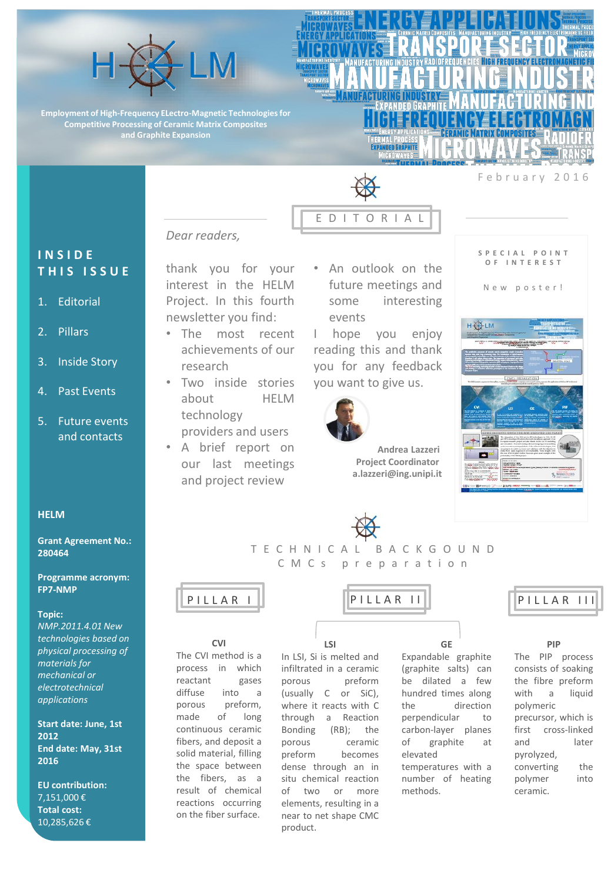# HELM

**Employment of High-Frequency ELectro-Magnetic Technologies for Competitive Processing of Ceramic Matrix Composites and Graphite Expansion**

February 2016

## INSIDE THIS ISSUE

1. Editorial
2. Pillars
3. Inside Story
4. Past Events
5. Future events and contacts

**HELM**

**Grant Agreement No.: 280464**

**Programme acronym: FP7-NMP**

**Topic:**
*NMP.2011.4.01 New technologies based on physical processing of materials for mechanical or electrotechnical applications*

**Start date: June, 1st 2012**
**End date: May, 31st 2016**

**EU contribution:** 7,151,000 €
**Total cost:** 10,285,626 €

## EDITORIAL

*Dear readers,*

thank you for your interest in the HELM Project. In this fourth newsletter you find:

- The most recent achievements of our research
- Two inside stories about HELM technology providers and users
- A brief report on our last meetings and project review
- An outlook on the future meetings and some interesting events

I hope you enjoy reading this and thank you for any feedback you want to give us.

**Andrea Lazzeri**
**Project Coordinator**
**a.lazzeri@ing.unipi.it**

### SPECIAL POINT OF INTEREST

New poster!

## TECHNICAL BACKGOUND
### CMCs preparation

### PILLAR I

**CVI**

The CVI method is a process in which reactant gases diffuse into a porous preform, made of long continuous ceramic fibers, and deposit a solid material, filling the space between the fibers, as a result of chemical reactions occurring on the fiber surface.

### PILLAR II

**LSI**

In LSI, Si is melted and infiltrated in a ceramic porous preform (usually C or SiC), where it reacts with C through a Reaction Bonding (RB); the porous ceramic preform becomes dense through an in situ chemical reaction of two or more elements, resulting in a near to net shape CMC product.

**GE**

Expandable graphite (graphite salts) can be dilated a few hundred times along the direction perpendicular to carbon-layer planes of graphite at elevated temperatures with a number of heating methods.

### PILLAR III

**PIP**

The PIP process consists of soaking the fibre preform with a liquid polymeric precursor, which is first cross-linked and later pyrolyzed, converting the polymer into ceramic.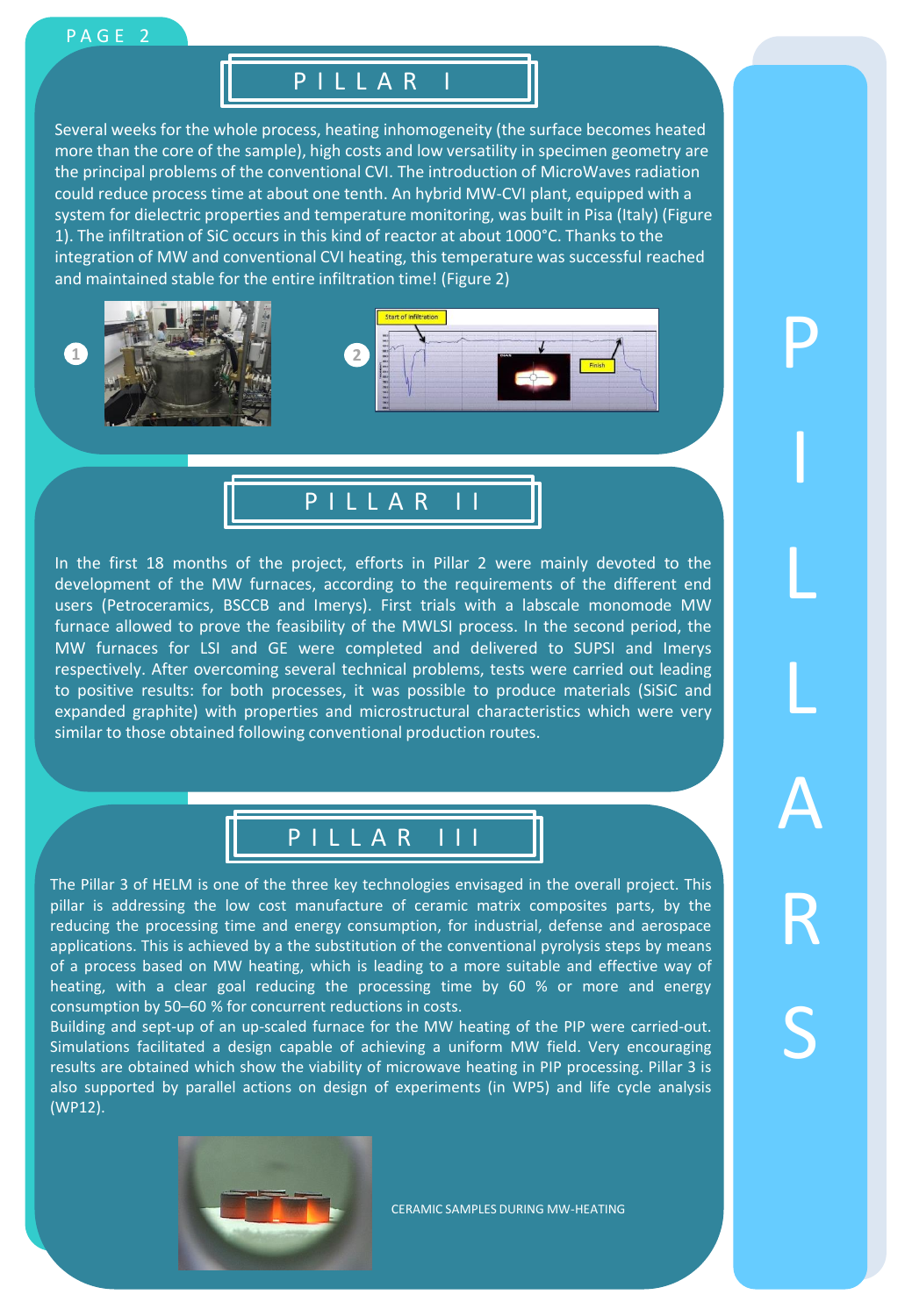# PILLARS

## PILLAR I

Several weeks for the whole process, heating inhomogeneity (the surface becomes heated more than the core of the sample), high costs and low versatility in specimen geometry are the principal problems of the conventional CVI. The introduction of MicroWaves radiation could reduce process time at about one tenth. An hybrid MW-CVI plant, equipped with a system for dielectric properties and temperature monitoring, was built in Pisa (Italy) (Figure 1). The infiltration of SiC occurs in this kind of reactor at about 1000°C. Thanks to the integration of MW and conventional CVI heating, this temperature was successful reached and maintained stable for the entire infiltration time! (Figure 2)

1

2

## PILLAR II

In the first 18 months of the project, efforts in Pillar 2 were mainly devoted to the development of the MW furnaces, according to the requirements of the different end users (Petroceramics, BSCCB and Imerys). First trials with a labscale monomode MW furnace allowed to prove the feasibility of the MWLSI process. In the second period, the MW furnaces for LSI and GE were completed and delivered to SUPSI and Imerys respectively. After overcoming several technical problems, tests were carried out leading to positive results: for both processes, it was possible to produce materials (SiSiC and expanded graphite) with properties and microstructural characteristics which were very similar to those obtained following conventional production routes.

## PILLAR III

The Pillar 3 of HELM is one of the three key technologies envisaged in the overall project. This pillar is addressing the low cost manufacture of ceramic matrix composites parts, by the reducing the processing time and energy consumption, for industrial, defense and aerospace applications. This is achieved by a the substitution of the conventional pyrolysis steps by means of a process based on MW heating, which is leading to a more suitable and effective way of heating, with a clear goal reducing the processing time by 60 % or more and energy consumption by 50–60 % for concurrent reductions in costs.

Building and sept-up of an up-scaled furnace for the MW heating of the PIP were carried-out. Simulations facilitated a design capable of achieving a uniform MW field. Very encouraging results are obtained which show the viability of microwave heating in PIP processing. Pillar 3 is also supported by parallel actions on design of experiments (in WP5) and life cycle analysis (WP12).

CERAMIC SAMPLES DURING MW-HEATING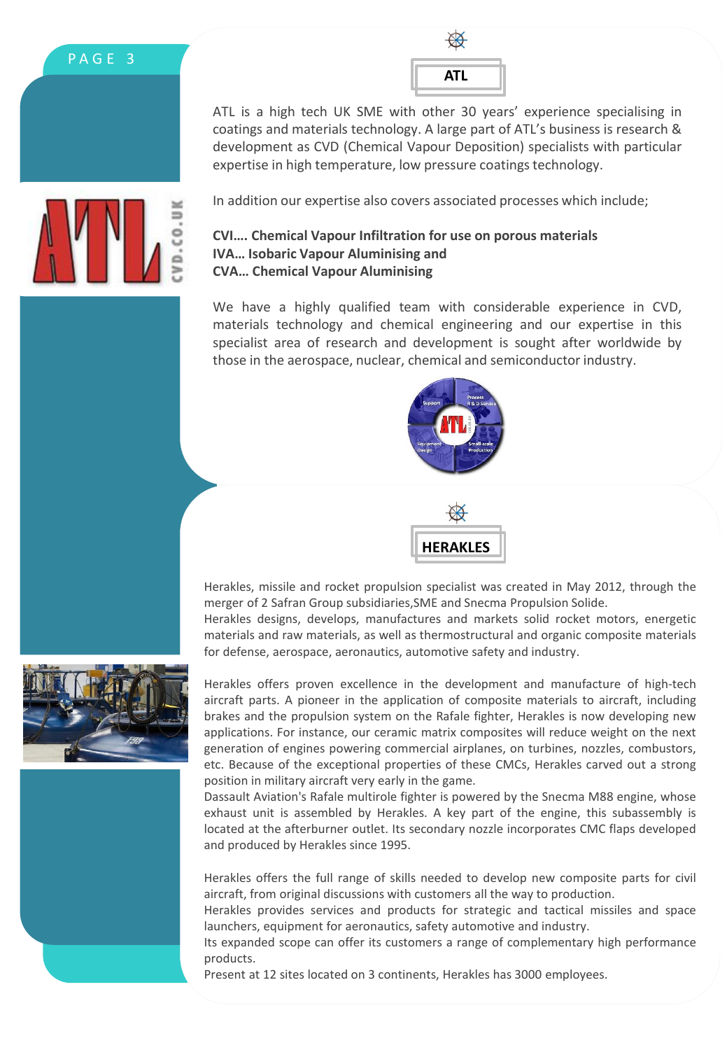## ATL

ATL is a high tech UK SME with other 30 years' experience specialising in coatings and materials technology. A large part of ATL's business is research & development as CVD (Chemical Vapour Deposition) specialists with particular expertise in high temperature, low pressure coatings technology.

In addition our expertise also covers associated processes which include;

**CVI…. Chemical Vapour Infiltration for use on porous materials**
**IVA… Isobaric Vapour Aluminising and**
**CVA… Chemical Vapour Aluminising**

We have a highly qualified team with considerable experience in CVD, materials technology and chemical engineering and our expertise in this specialist area of research and development is sought after worldwide by those in the aerospace, nuclear, chemical and semiconductor industry.

## HERAKLES

Herakles, missile and rocket propulsion specialist was created in May 2012, through the merger of 2 Safran Group subsidiaries,SME and Snecma Propulsion Solide.
Herakles designs, develops, manufactures and markets solid rocket motors, energetic materials and raw materials, as well as thermostructural and organic composite materials for defense, aerospace, aeronautics, automotive safety and industry.

Herakles offers proven excellence in the development and manufacture of high-tech aircraft parts. A pioneer in the application of composite materials to aircraft, including brakes and the propulsion system on the Rafale fighter, Herakles is now developing new applications. For instance, our ceramic matrix composites will reduce weight on the next generation of engines powering commercial airplanes, on turbines, nozzles, combustors, etc. Because of the exceptional properties of these CMCs, Herakles carved out a strong position in military aircraft very early in the game.
Dassault Aviation's Rafale multirole fighter is powered by the Snecma M88 engine, whose exhaust unit is assembled by Herakles. A key part of the engine, this subassembly is located at the afterburner outlet. Its secondary nozzle incorporates CMC flaps developed and produced by Herakles since 1995.

Herakles offers the full range of skills needed to develop new composite parts for civil aircraft, from original discussions with customers all the way to production.
Herakles provides services and products for strategic and tactical missiles and space launchers, equipment for aeronautics, safety automotive and industry.
Its expanded scope can offer its customers a range of complementary high performance products.
Present at 12 sites located on 3 continents, Herakles has 3000 employees.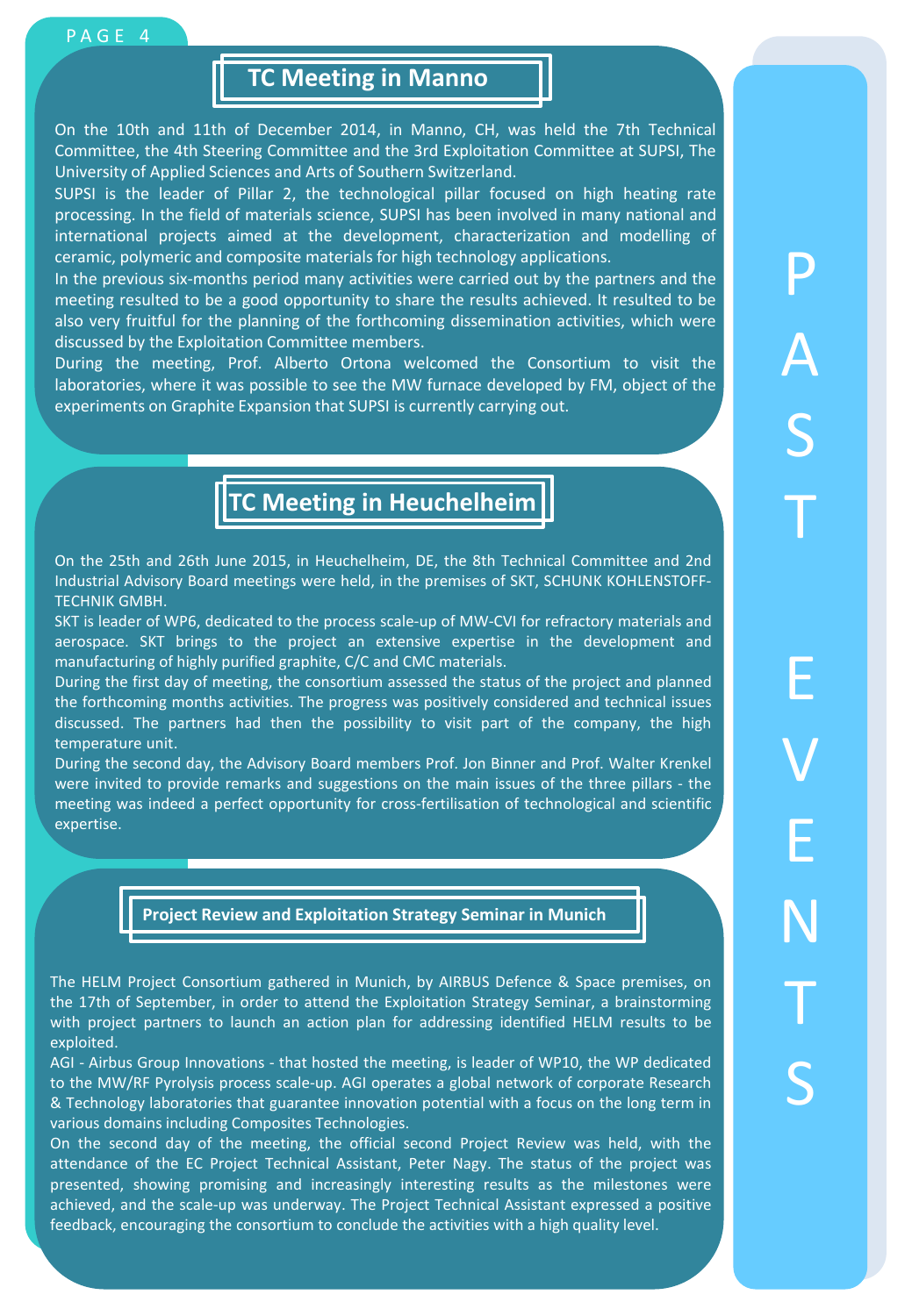# PAST EVENTS

## TC Meeting in Manno

On the 10th and 11th of December 2014, in Manno, CH, was held the 7th Technical Committee, the 4th Steering Committee and the 3rd Exploitation Committee at SUPSI, The University of Applied Sciences and Arts of Southern Switzerland.

SUPSI is the leader of Pillar 2, the technological pillar focused on high heating rate processing. In the field of materials science, SUPSI has been involved in many national and international projects aimed at the development, characterization and modelling of ceramic, polymeric and composite materials for high technology applications.

In the previous six-months period many activities were carried out by the partners and the meeting resulted to be a good opportunity to share the results achieved. It resulted to be also very fruitful for the planning of the forthcoming dissemination activities, which were discussed by the Exploitation Committee members.

During the meeting, Prof. Alberto Ortona welcomed the Consortium to visit the laboratories, where it was possible to see the MW furnace developed by FM, object of the experiments on Graphite Expansion that SUPSI is currently carrying out.

## TC Meeting in Heuchelheim

On the 25th and 26th June 2015, in Heuchelheim, DE, the 8th Technical Committee and 2nd Industrial Advisory Board meetings were held, in the premises of SKT, SCHUNK KOHLENSTOFF-TECHNIK GMBH.

SKT is leader of WP6, dedicated to the process scale-up of MW-CVI for refractory materials and aerospace. SKT brings to the project an extensive expertise in the development and manufacturing of highly purified graphite, C/C and CMC materials.

During the first day of meeting, the consortium assessed the status of the project and planned the forthcoming months activities. The progress was positively considered and technical issues discussed. The partners had then the possibility to visit part of the company, the high temperature unit.

During the second day, the Advisory Board members Prof. Jon Binner and Prof. Walter Krenkel were invited to provide remarks and suggestions on the main issues of the three pillars - the meeting was indeed a perfect opportunity for cross-fertilisation of technological and scientific expertise.

## Project Review and Exploitation Strategy Seminar in Munich

The HELM Project Consortium gathered in Munich, by AIRBUS Defence & Space premises, on the 17th of September, in order to attend the Exploitation Strategy Seminar, a brainstorming with project partners to launch an action plan for addressing identified HELM results to be exploited.

AGI - Airbus Group Innovations - that hosted the meeting, is leader of WP10, the WP dedicated to the MW/RF Pyrolysis process scale-up. AGI operates a global network of corporate Research & Technology laboratories that guarantee innovation potential with a focus on the long term in various domains including Composites Technologies.

On the second day of the meeting, the official second Project Review was held, with the attendance of the EC Project Technical Assistant, Peter Nagy. The status of the project was presented, showing promising and increasingly interesting results as the milestones were achieved, and the scale-up was underway. The Project Technical Assistant expressed a positive feedback, encouraging the consortium to conclude the activities with a high quality level.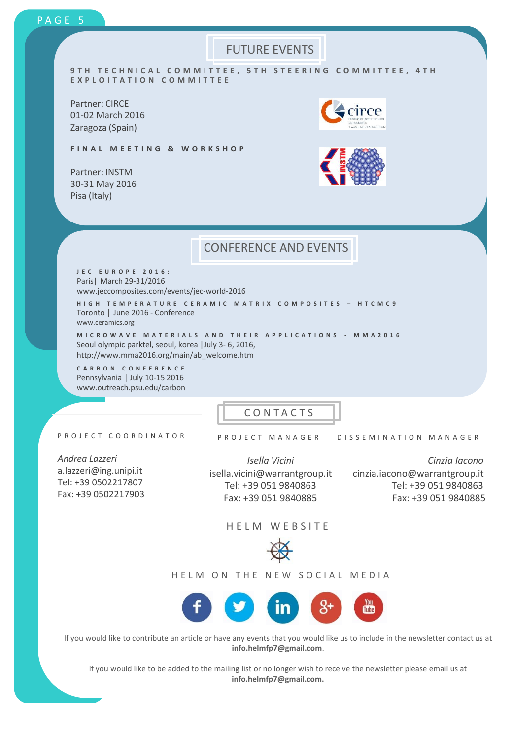## FUTURE EVENTS

**9TH TECHNICAL COMMITTEE, 5TH STEERING COMMITTEE, 4TH EXPLOITATION COMMITTEE**

Partner: CIRCE
01-02 March 2016
Zaragoza (Spain)

**FINAL MEETING & WORKSHOP**

Partner: INSTM
30-31 May 2016
Pisa (Italy)

## CONFERENCE AND EVENTS

**JEC EUROPE 2016:**
Paris| March 29-31/2016
www.jeccomposites.com/events/jec-world-2016

**HIGH TEMPERATURE CERAMIC MATRIX COMPOSITES – HTCMC9**
Toronto | June 2016 - Conference
www.ceramics.org

**MICROWAVE MATERIALS AND THEIR APPLICATIONS - MMA2016**
Seoul olympic parktel, seoul, korea |July 3- 6, 2016,
http://www.mma2016.org/main/ab_welcome.htm

**CARBON CONFERENCE**
Pennsylvania | July 10-15 2016
www.outreach.psu.edu/carbon

## CONTACTS

**PROJECT COORDINATOR**

*Andrea Lazzeri*
a.lazzeri@ing.unipi.it
Tel: +39 0502217807
Fax: +39 0502217903

**PROJECT MANAGER**

*Isella Vicini*
isella.vicini@warrantgroup.it
Tel: +39 051 9840863
Fax: +39 051 9840885

**DISSEMINATION MANAGER**

*Cinzia Iacono*
cinzia.iacono@warrantgroup.it
Tel: +39 051 9840863
Fax: +39 051 9840885

HELM WEBSITE

HELM ON THE NEW SOCIAL MEDIA

If you would like to contribute an article or have any events that you would like us to include in the newsletter contact us at **info.helmfp7@gmail.com**.

If you would like to be added to the mailing list or no longer wish to receive the newsletter please email us at **info.helmfp7@gmail.com.**